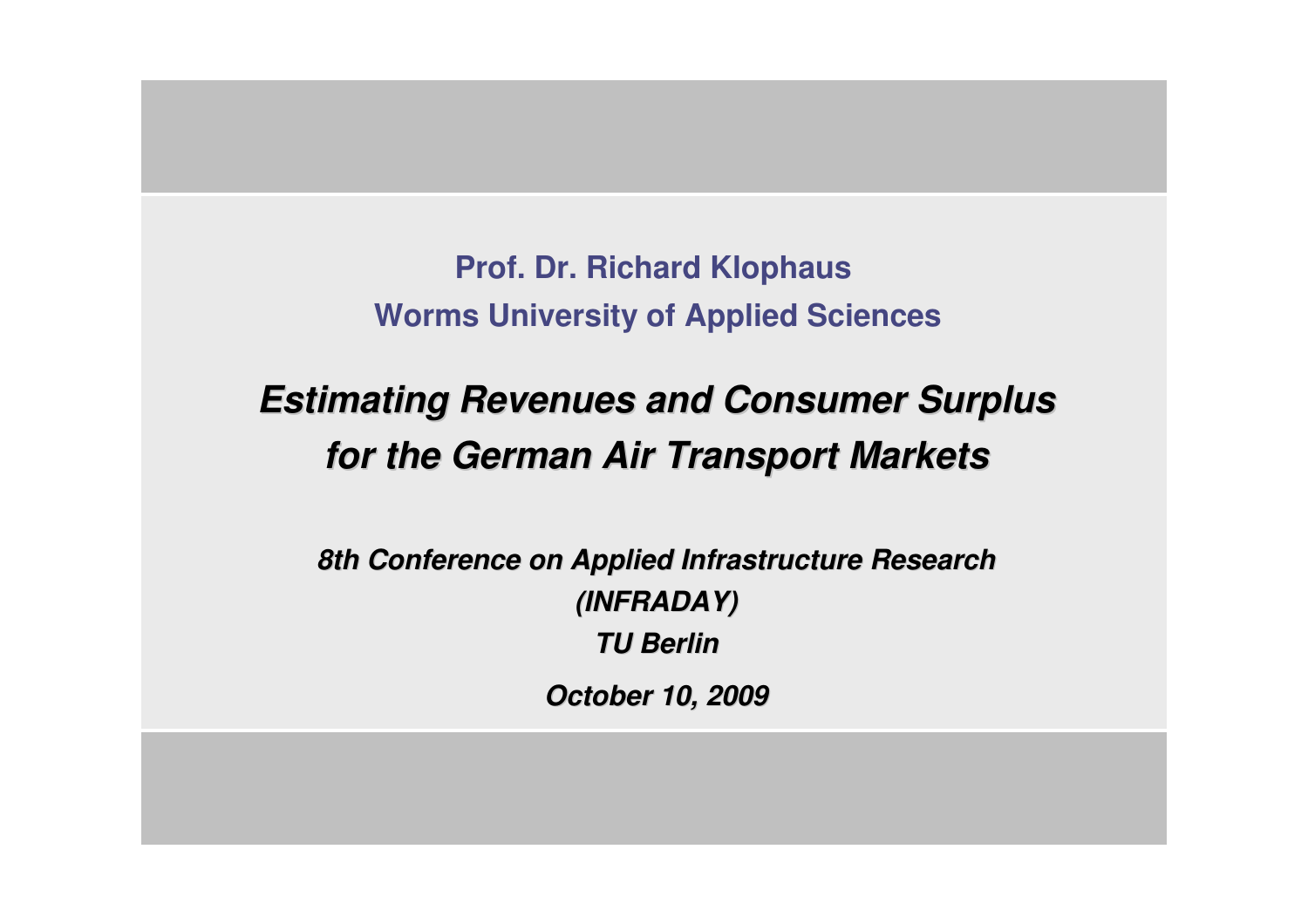**Prof. Dr. Richard Klophaus**

**Worms University of Applied Sciences**

# *Estimating Revenues and Consumer Surplus for the German Air Transport Markets*

***8th Conference on Applied Infrastructure Research (INFRADAY)***

***TU Berlin***

***October 10, 2009***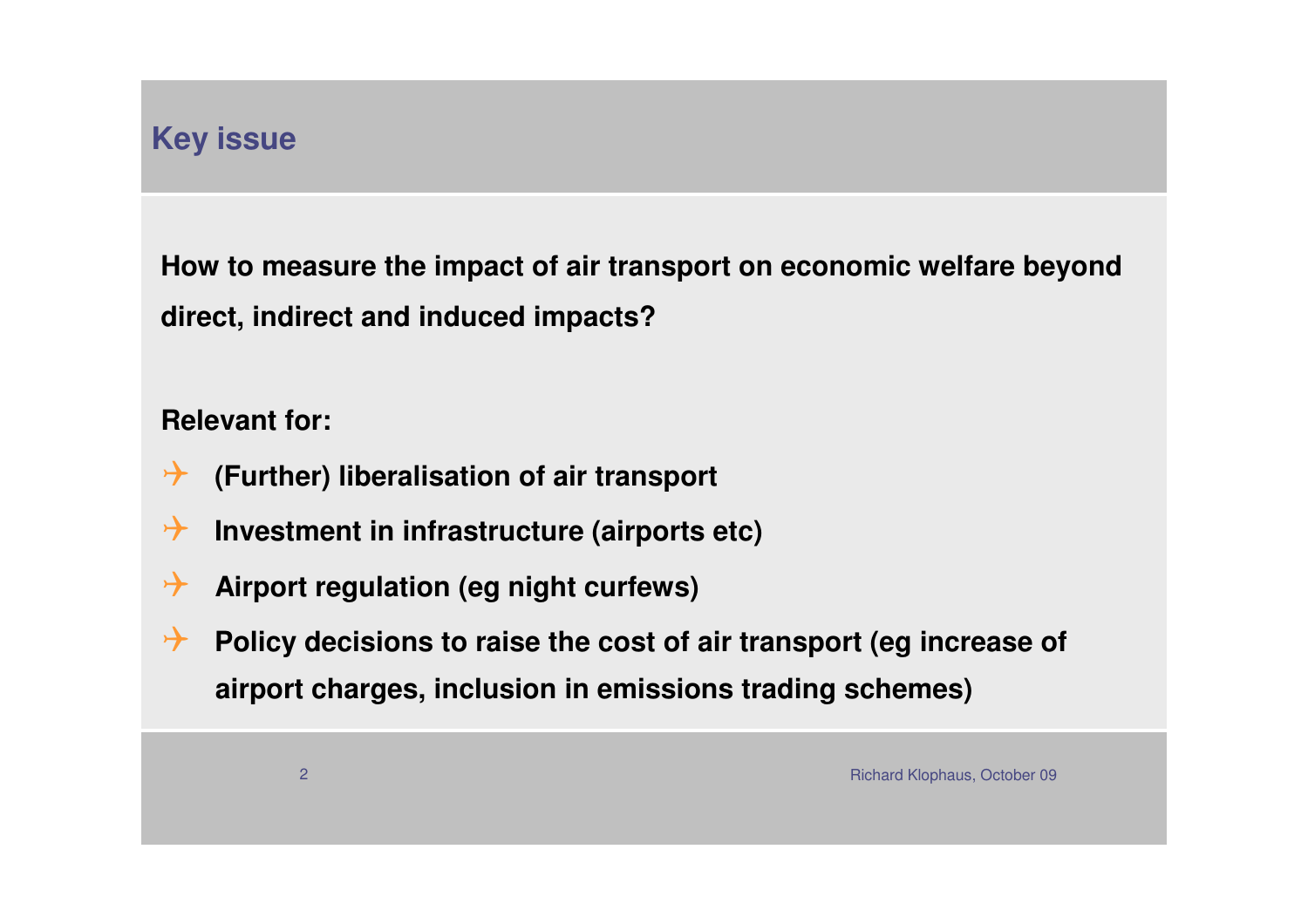## Key issue

**How to measure the impact of air transport on economic welfare beyond direct, indirect and induced impacts?**

**Relevant for:**

- **(Further) liberalisation of air transport**
- **Investment in infrastructure (airports etc)**
- **Airport regulation (eg night curfews)**
- **Policy decisions to raise the cost of air transport (eg increase of airport charges, inclusion in emissions trading schemes)**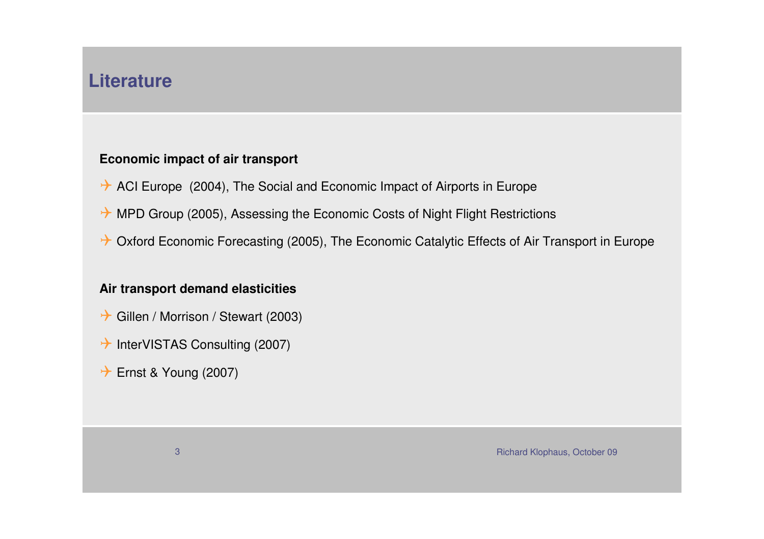# Literature

**Economic impact of air transport**

- ACI Europe (2004), The Social and Economic Impact of Airports in Europe
- MPD Group (2005), Assessing the Economic Costs of Night Flight Restrictions
- Oxford Economic Forecasting (2005), The Economic Catalytic Effects of Air Transport in Europe

**Air transport demand elasticities**

- Gillen / Morrison / Stewart (2003)
- InterVISTAS Consulting (2007)
- Ernst & Young (2007)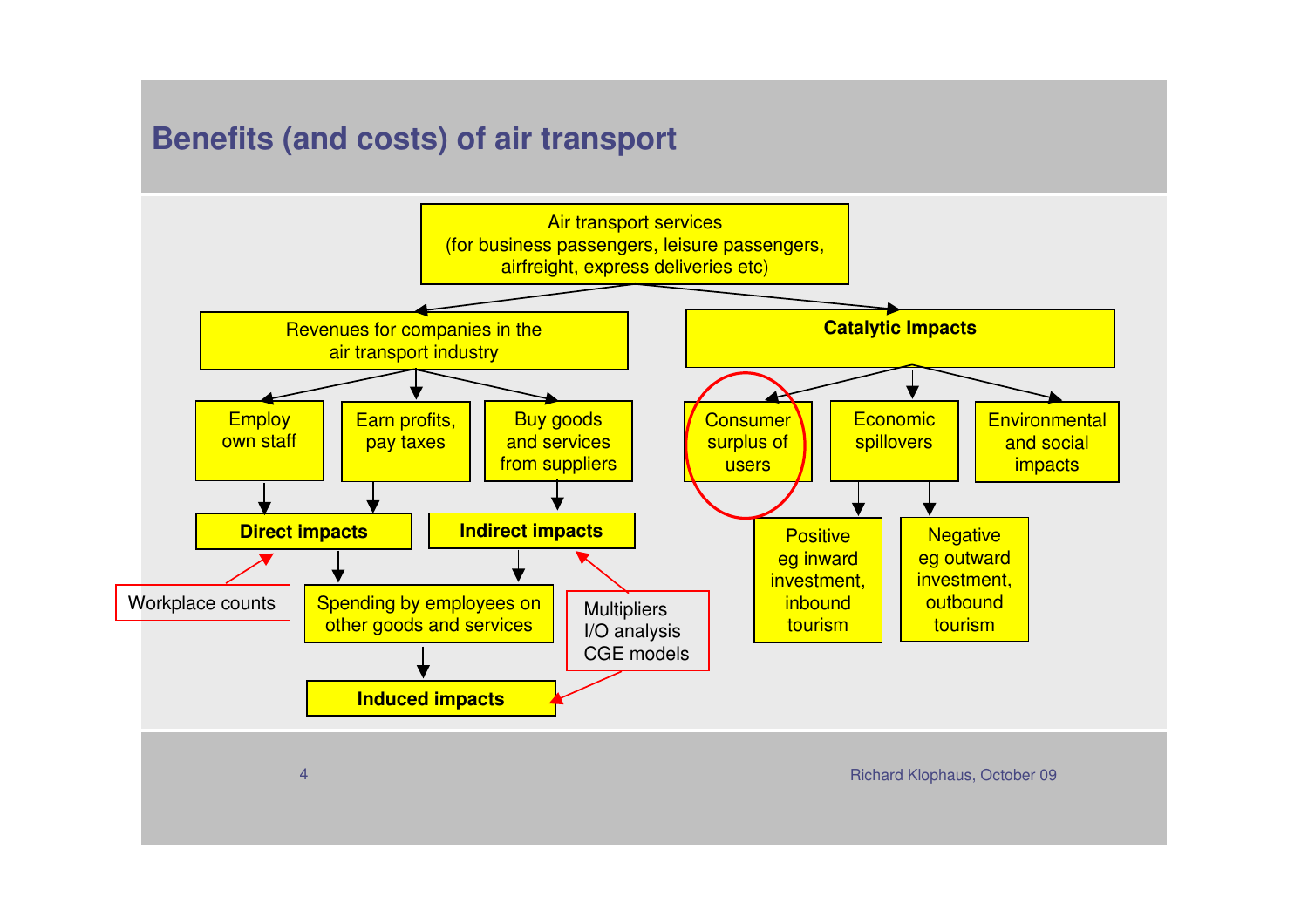# Benefits (and costs) of air transport

Air transport services
(for business passengers, leisure passengers, airfreight, express deliveries etc)

Revenues for companies in the air transport industry

- Employ own staff
- Earn profits, pay taxes
- Buy goods and services from suppliers

**Direct impacts**

**Indirect impacts**

Workplace counts

Spending by employees on other goods and services

**Induced impacts**

Multipliers
I/O analysis
CGE models

**Catalytic Impacts**

- Consumer surplus of users
- Economic spillovers
  - Positive eg inward investment, inbound tourism
  - Negative eg outward investment, outbound tourism
- Environmental and social impacts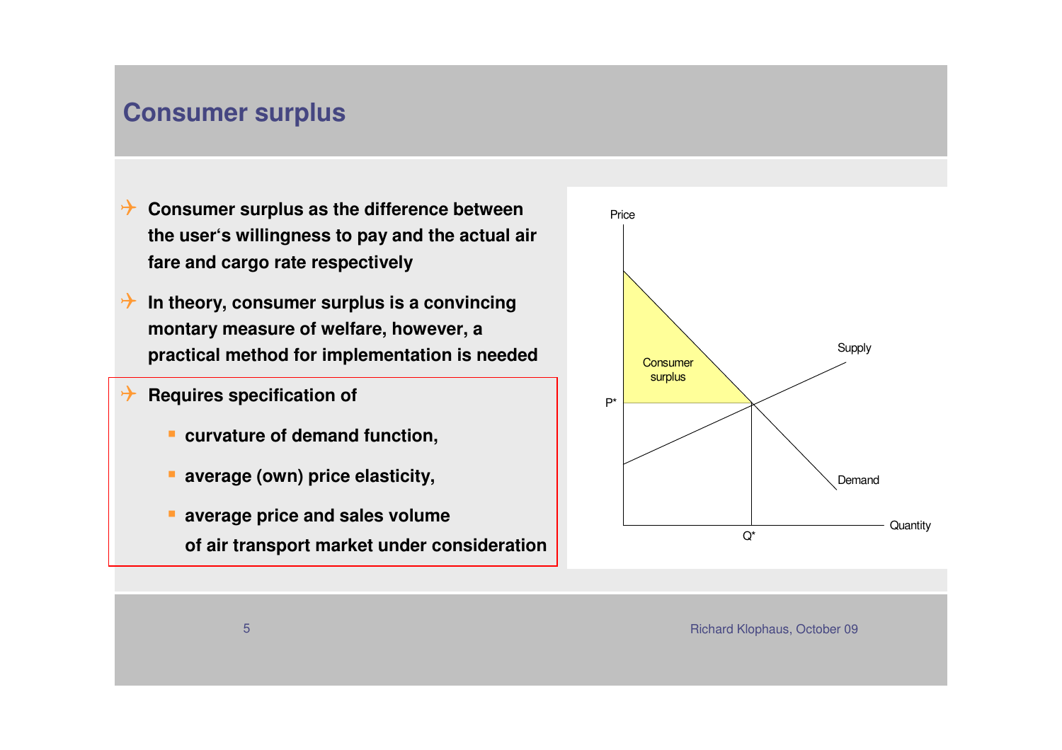# Consumer surplus

- **Consumer surplus as the difference between the user's willingness to pay and the actual air fare and cargo rate respectively**
- **In theory, consumer surplus is a convincing montary measure of welfare, however, a practical method for implementation is needed**
- **Requires specification of**
  - **curvature of demand function,**
  - **average (own) price elasticity,**
  - **average price and sales volume of air transport market under consideration**

Price

Consumer surplus

Supply

P*

Demand

Q*

Quantity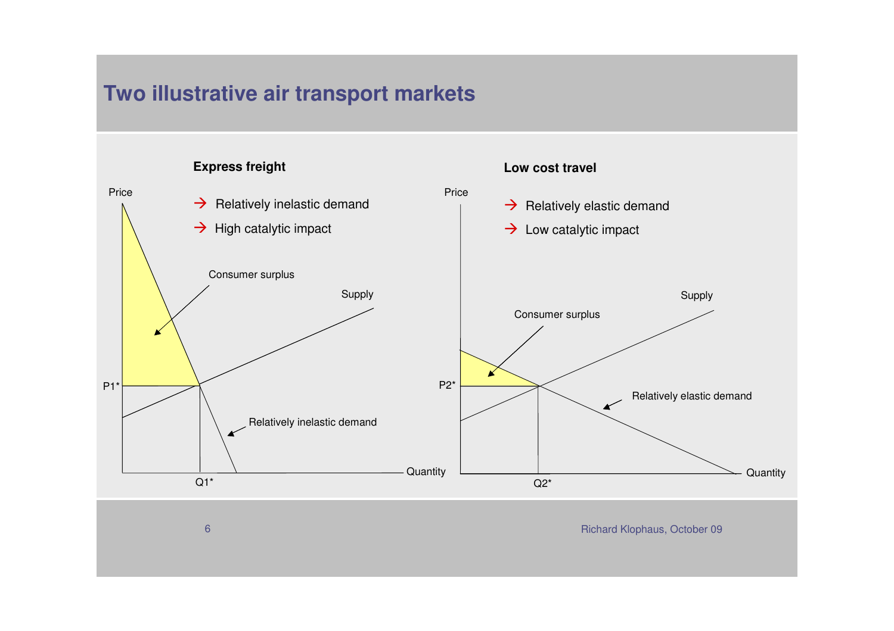# Two illustrative air transport markets

## Express freight

→ Relatively inelastic demand

→ High catalytic impact

Price

Consumer surplus

Supply

P1*

Relatively inelastic demand

Q1*

Quantity

## Low cost travel

→ Relatively elastic demand

→ Low catalytic impact

Price

Supply

Consumer surplus

P2*

Relatively elastic demand

Q2*

Quantity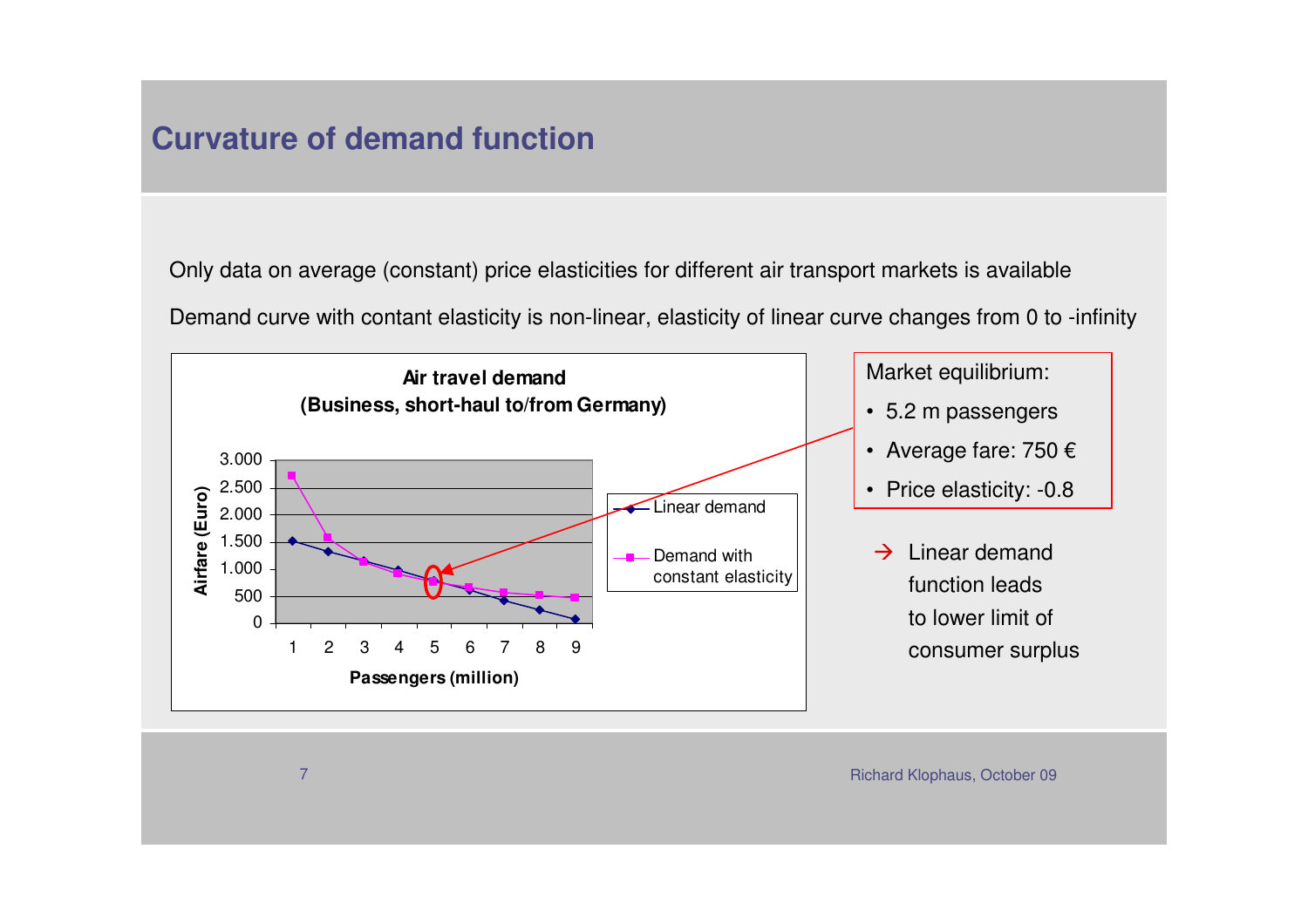# Curvature of demand function

Only data on average (constant) price elasticities for different air transport markets is available

Demand curve with contant elasticity is non-linear, elasticity of linear curve changes from 0 to -infinity

**Air travel demand**
**(Business, short-haul to/from Germany)**

Airfare (Euro): 0, 500, 1.000, 1.500, 2.000, 2.500, 3.000

Passengers (million): 1, 2, 3, 4, 5, 6, 7, 8, 9

Legend: Linear demand; Demand with constant elasticity

Market equilibrium:

- 5.2 m passengers
- Average fare: 750 €
- Price elasticity: -0.8

→ Linear demand function leads to lower limit of consumer surplus

Richard Klophaus, October 09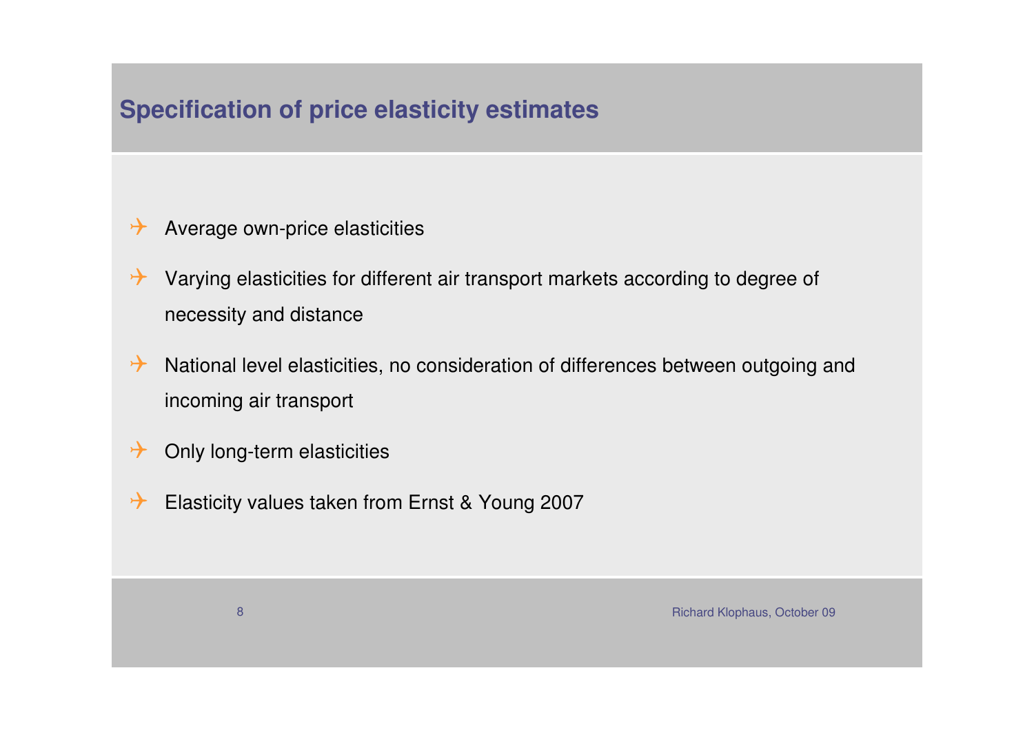# Specification of price elasticity estimates

- Average own-price elasticities
- Varying elasticities for different air transport markets according to degree of necessity and distance
- National level elasticities, no consideration of differences between outgoing and incoming air transport
- Only long-term elasticities
- Elasticity values taken from Ernst & Young 2007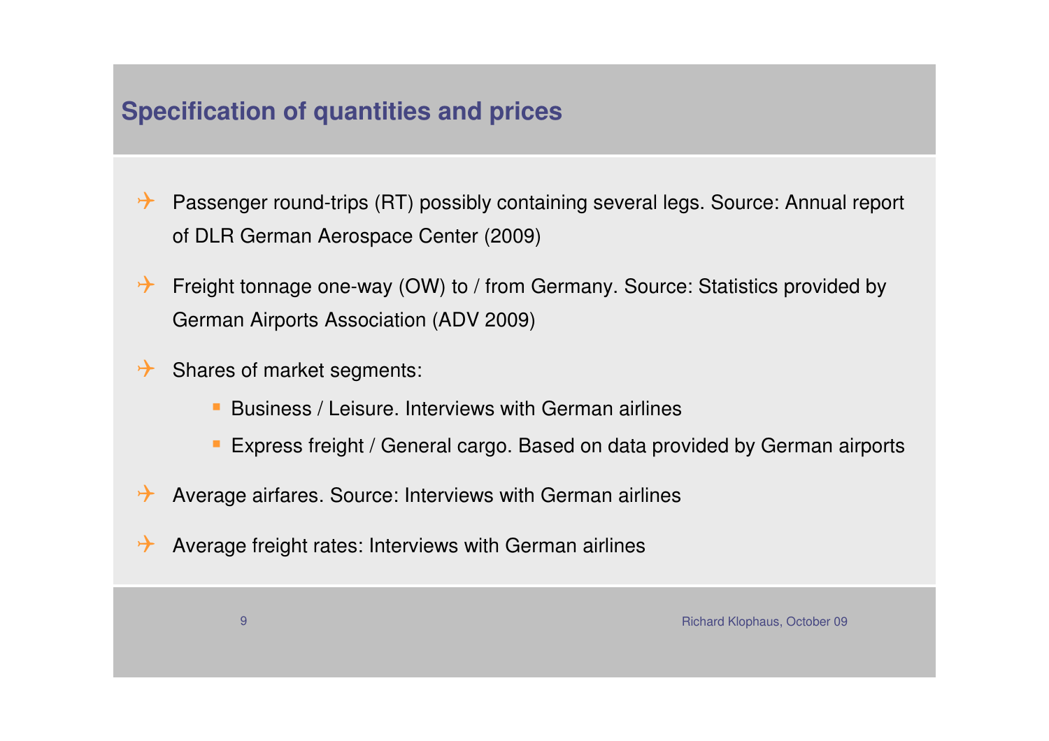## Specification of quantities and prices

- Passenger round-trips (RT) possibly containing several legs. Source: Annual report of DLR German Aerospace Center (2009)
- Freight tonnage one-way (OW) to / from Germany. Source: Statistics provided by German Airports Association (ADV 2009)
- Shares of market segments:
  - Business / Leisure. Interviews with German airlines
  - Express freight / General cargo. Based on data provided by German airports
- Average airfares. Source: Interviews with German airlines
- Average freight rates: Interviews with German airlines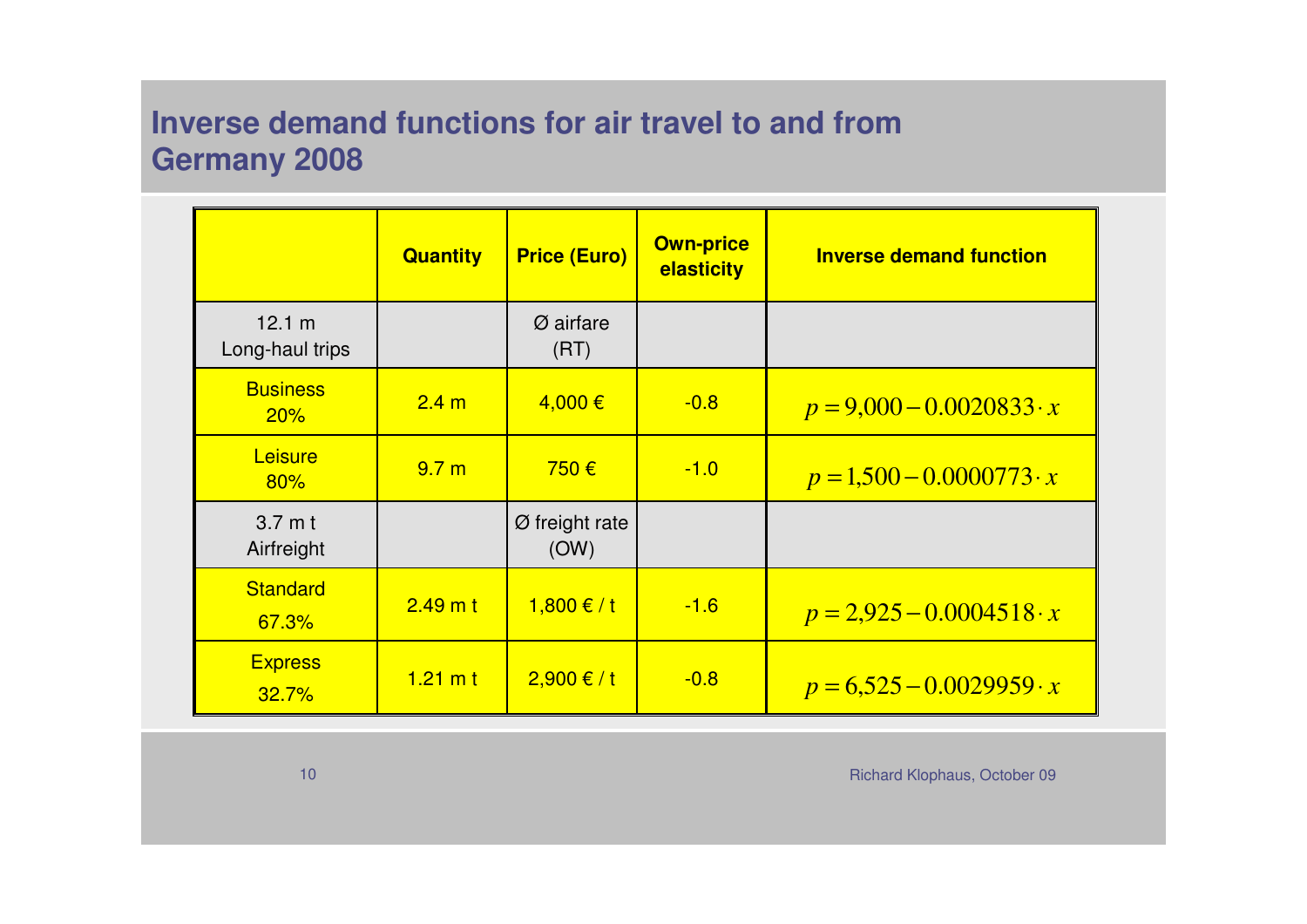# Inverse demand functions for air travel to and from Germany 2008

| | Quantity | Price (Euro) | Own-price elasticity | Inverse demand function |
|---|---|---|---|---|
| 12.1 m Long-haul trips | | Ø airfare (RT) | | |
| Business 20% | 2.4 m | 4,000 € | -0.8 | $p = 9{,}000 - 0.0020833 \cdot x$ |
| Leisure 80% | 9.7 m | 750 € | -1.0 | $p = 1{,}500 - 0.0000773 \cdot x$ |
| 3.7 m t Airfreight | | Ø freight rate (OW) | | |
| Standard 67.3% | 2.49 m t | 1,800 € / t | -1.6 | $p = 2{,}925 - 0.0004518 \cdot x$ |
| Express 32.7% | 1.21 m t | 2,900 € / t | -0.8 | $p = 6{,}525 - 0.0029959 \cdot x$ |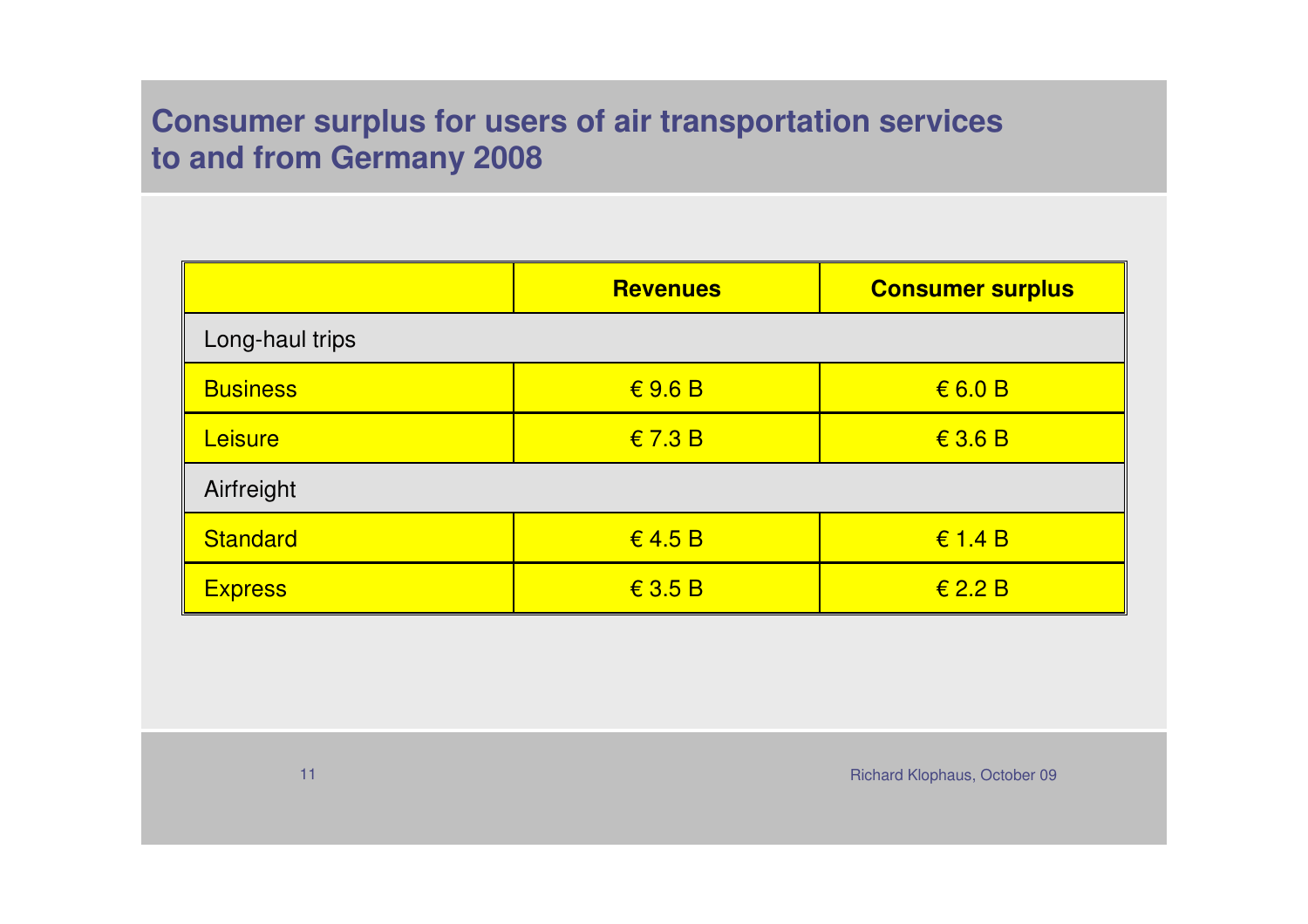# Consumer surplus for users of air transportation services to and from Germany 2008

| | Revenues | Consumer surplus |
|---|---|---|
| Long-haul trips | | |
| Business | € 9.6 B | € 6.0 B |
| Leisure | € 7.3 B | € 3.6 B |
| Airfreight | | |
| Standard | € 4.5 B | € 1.4 B |
| Express | € 3.5 B | € 2.2 B |

Richard Klophaus, October 09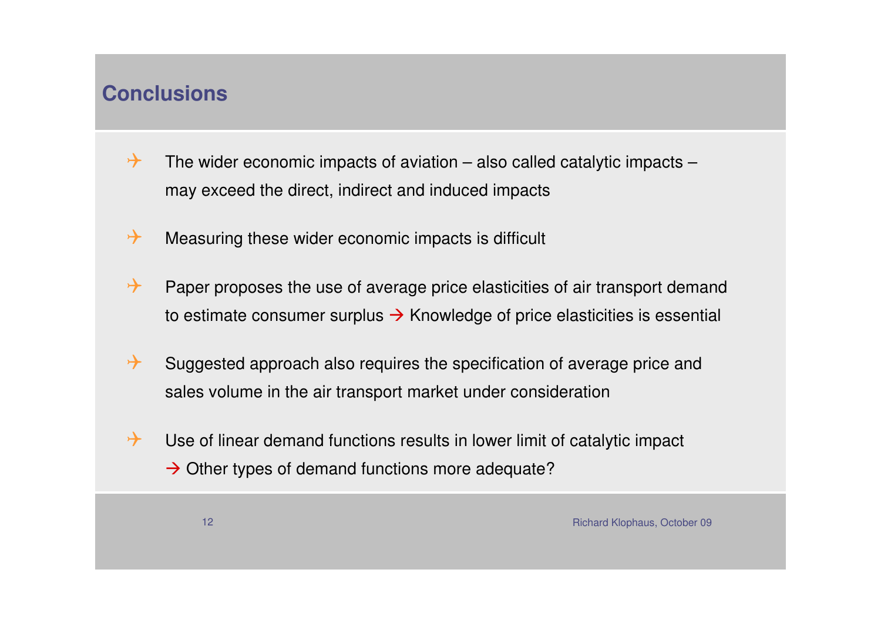# Conclusions

- The wider economic impacts of aviation – also called catalytic impacts – may exceed the direct, indirect and induced impacts
- Measuring these wider economic impacts is difficult
- Paper proposes the use of average price elasticities of air transport demand to estimate consumer surplus → Knowledge of price elasticities is essential
- Suggested approach also requires the specification of average price and sales volume in the air transport market under consideration
- Use of linear demand functions results in lower limit of catalytic impact
  → Other types of demand functions more adequate?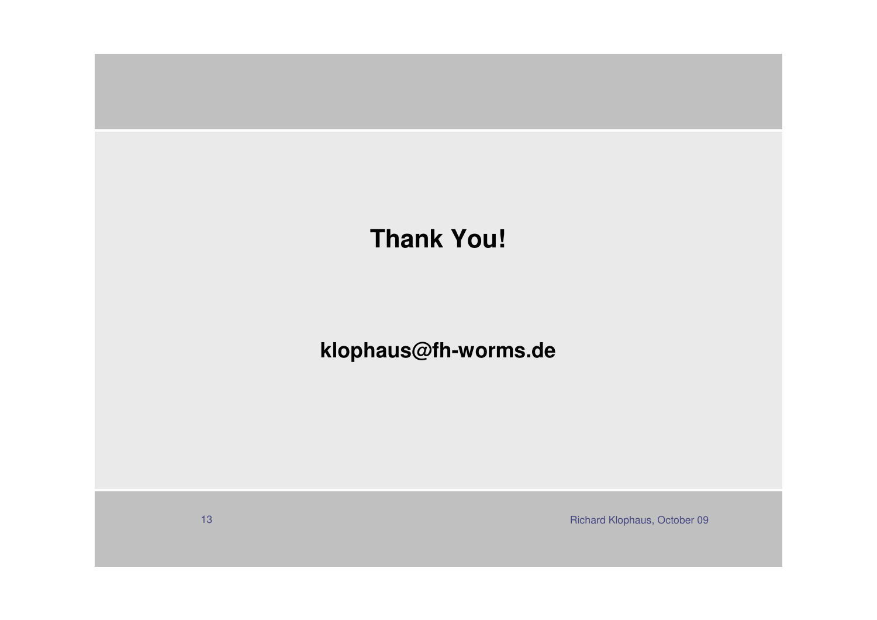**Thank You!**

**klophaus@fh-worms.de**